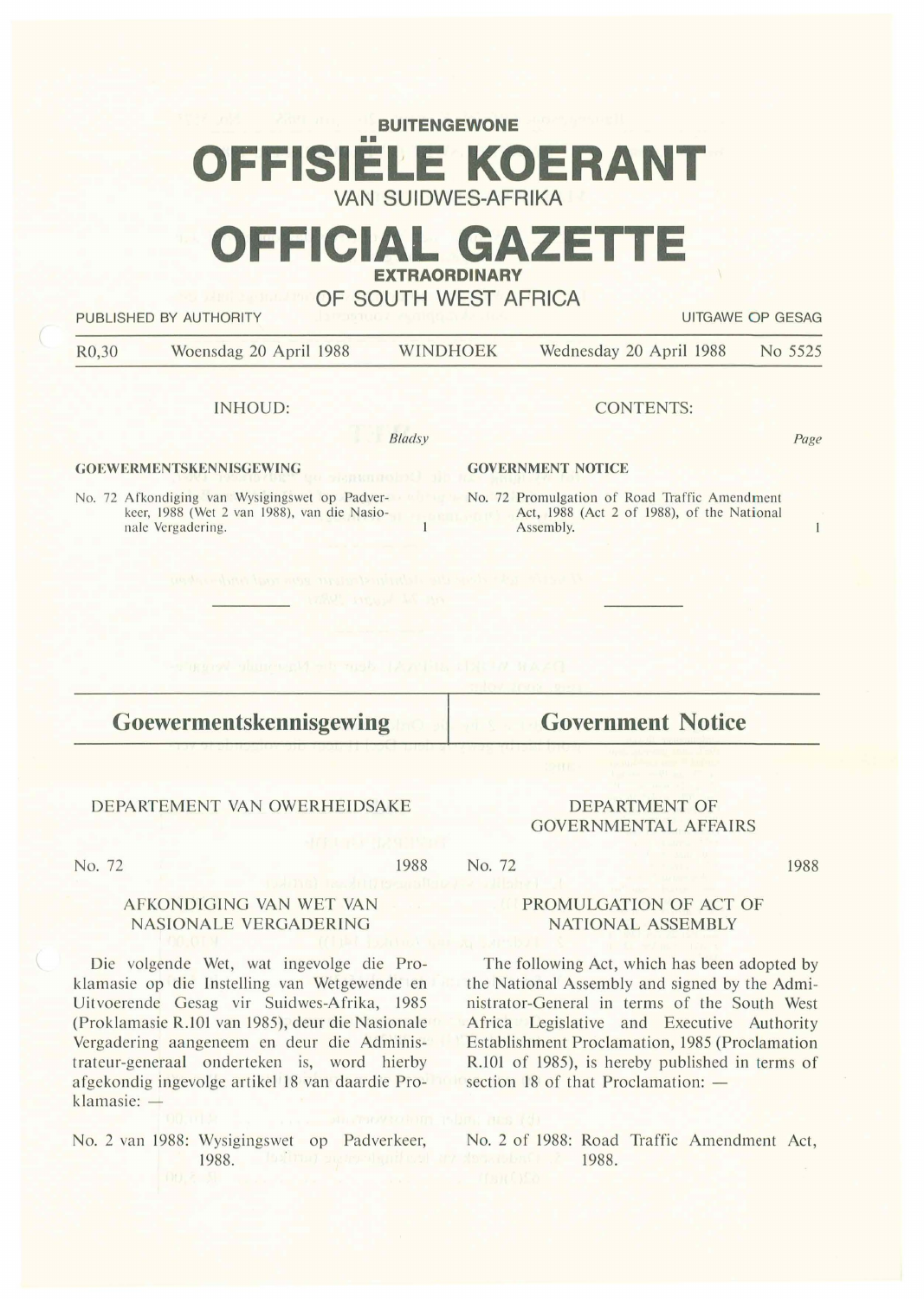**BUITENGEWONE**

# OFFISIËLE KOERANT

VAN SUIDWES-AFRIKA

# OFFICIAL GAZETTE

**EXTRAORDINARY**

OF SOUTH WEST AFRICA

PUBLISHED BY AUTHORITY — UITGAWE OP GESAG

R0,30 — Woensdag 20 April 1988 — WINDHOEK — Wednesday 20 April 1988 — No 5525

INHOUD:

*Bladsy*

**GOEWERMENTSKENNISGEWING**

No. 72 Afkondiging van Wysigingswet op Padverkeer, 1988 (Wet 2 van 1988), van die Nasionale Vergadering. 1

CONTENTS:

*Page*

**GOVERNMENT NOTICE**

No. 72 Promulgation of Road Traffic Amendment Act, 1988 (Act 2 of 1988), of the National Assembly. 1

---

## Goewermentskennisgewing

DEPARTEMENT VAN OWERHEIDSAKE

No. 72 1988

AFKONDIGING VAN WET VAN NASIONALE VERGADERING

Die volgende Wet, wat ingevolge die Proklamasie op die Instelling van Wetgewende en Uitvoerende Gesag vir Suidwes-Afrika, 1985 (Proklamasie R.101 van 1985), deur die Nasionale Vergadering aangeneem en deur die Administrateur-generaal onderteken is, word hierby afgekondig ingevolge artikel 18 van daardie Proklamasie: —

No. 2 van 1988: Wysigingswet op Padverkeer, 1988.

## Government Notice

DEPARTMENT OF GOVERNMENTAL AFFAIRS

No. 72 1988

PROMULGATION OF ACT OF NATIONAL ASSEMBLY

The following Act, which has been adopted by the National Assembly and signed by the Administrator-General in terms of the South West Africa Legislative and Executive Authority Establishment Proclamation, 1985 (Proclamation R.101 of 1985), is hereby published in terms of section 18 of that Proclamation: —

No. 2 of 1988: Road Traffic Amendment Act, 1988.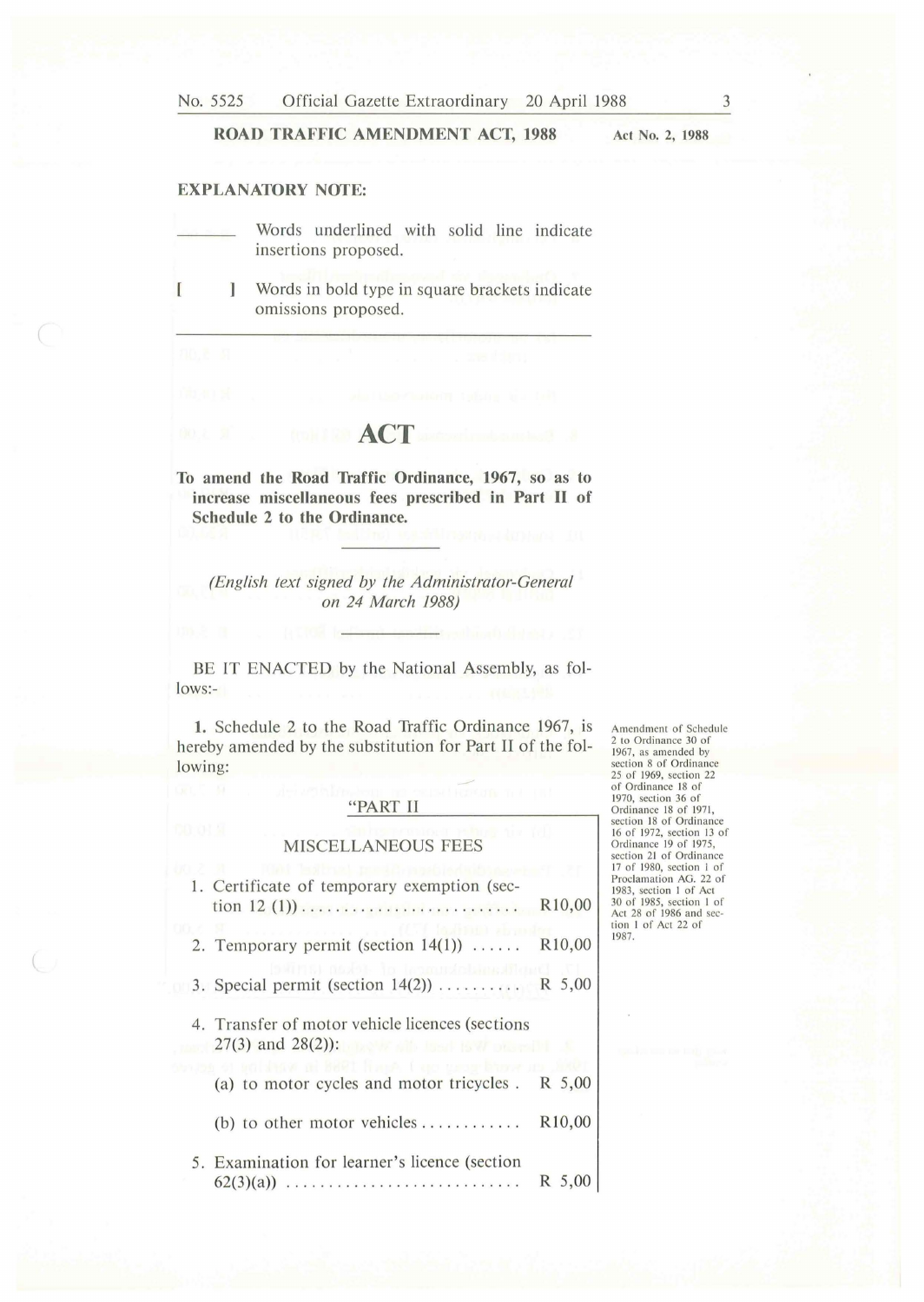**ROAD TRAFFIC AMENDMENT ACT, 1988** — Act No. 2, 1988

**EXPLANATORY NOTE:**

_______ Words underlined with solid line indicate insertions proposed.

[ ] Words in bold type in square brackets indicate omissions proposed.

# ACT

**To amend the Road Traffic Ordinance, 1967, so as to increase miscellaneous fees prescribed in Part II of Schedule 2 to the Ordinance.**

*(English text signed by the Administrator-General on 24 March 1988)*

BE IT ENACTED by the National Assembly, as follows:-

**1.** Schedule 2 to the Road Traffic Ordinance 1967, is hereby amended by the substitution for Part II of the following:

Amendment of Schedule 2 to Ordinance 30 of 1967, as amended by section 8 of Ordinance 25 of 1969, section 22 of Ordinance 18 of 1970, section 36 of Ordinance 18 of 1971, section 18 of Ordinance 16 of 1972, section 13 of Ordinance 19 of 1975, section 21 of Ordinance 17 of 1980, section 1 of Proclamation AG. 22 of 1983, section 1 of Act 30 of 1985, section 1 of Act 28 of 1986 and section 1 of Act 22 of 1987.

"PART II

MISCELLANEOUS FEES

1. Certificate of temporary exemption (section 12 (1)) .......................... R10,00

2. Temporary permit (section 14(1)) ...... R10,00

3. Special permit (section 14(2)) .......... R 5,00

4. Transfer of motor vehicle licences (sections 27(3) and 28(2)):

   (a) to motor cycles and motor tricycles . R 5,00

   (b) to other motor vehicles ............ R10,00

5. Examination for learner's licence (section 62(3)(a)) ............................ R 5,00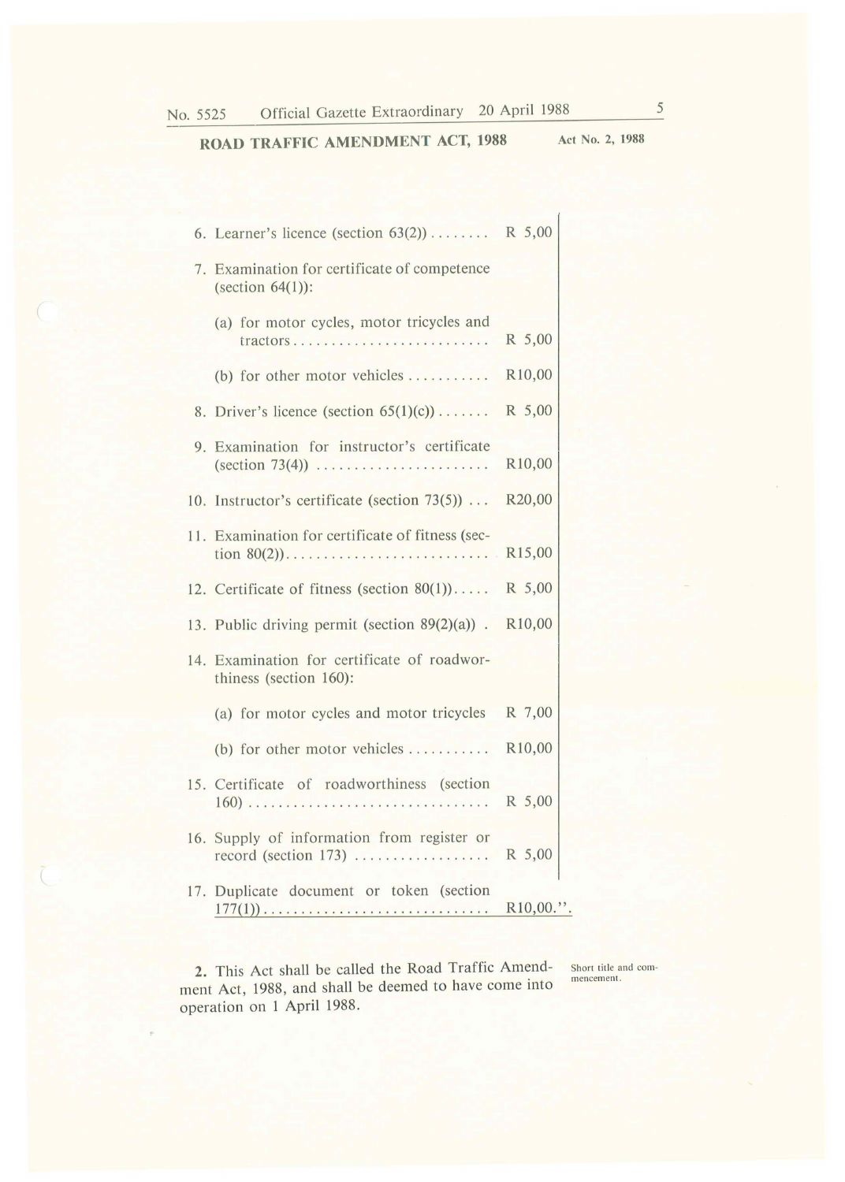| | |
|---|---|
| 6. Learner's licence (section 63(2)) | R 5,00 |
| 7. Examination for certificate of competence (section 64(1)): | |
| (a) for motor cycles, motor tricycles and tractors | R 5,00 |
| (b) for other motor vehicles | R10,00 |
| 8. Driver's licence (section 65(1)(c)) | R 5,00 |
| 9. Examination for instructor's certificate (section 73(4)) | R10,00 |
| 10. Instructor's certificate (section 73(5)) | R20,00 |
| 11. Examination for certificate of fitness (section 80(2)) | R15,00 |
| 12. Certificate of fitness (section 80(1)) | R 5,00 |
| 13. Public driving permit (section 89(2)(a)) | R10,00 |
| 14. Examination for certificate of roadworthiness (section 160): | |
| (a) for motor cycles and motor tricycles | R 7,00 |
| (b) for other motor vehicles | R10,00 |
| 15. Certificate of roadworthiness (section 160) | R 5,00 |
| 16. Supply of information from register or record (section 173) | R 5,00 |
| 17. Duplicate document or token (section 177(1)) | R10,00.". |

Short title and commencement.

**2.** This Act shall be called the Road Traffic Amendment Act, 1988, and shall be deemed to have come into operation on 1 April 1988.